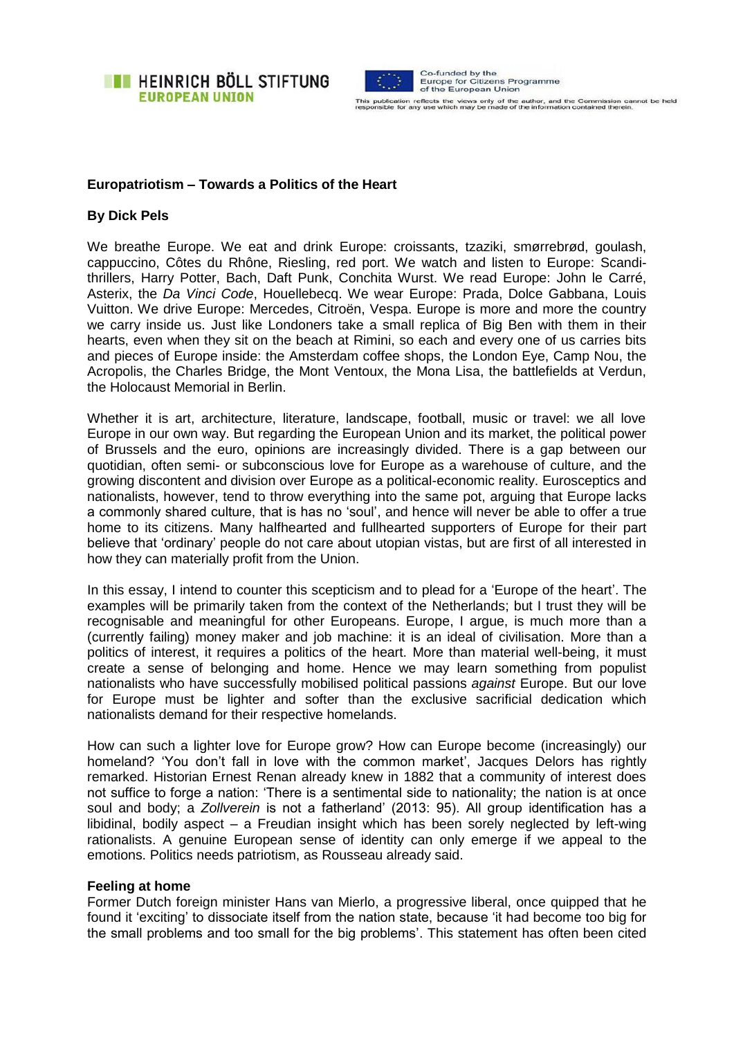**Europatriotism – Towards a Politics of the Heart**

**By Dick Pels**

We breathe Europe. We eat and drink Europe: croissants, tzaziki, smørrebrød, goulash, cappuccino, Côtes du Rhône, Riesling, red port. We watch and listen to Europe: Scandi-thrillers, Harry Potter, Bach, Daft Punk, Conchita Wurst. We read Europe: John le Carré, Asterix, the *Da Vinci Code*, Houellebecq. We wear Europe: Prada, Dolce Gabbana, Louis Vuitton. We drive Europe: Mercedes, Citroën, Vespa. Europe is more and more the country we carry inside us. Just like Londoners take a small replica of Big Ben with them in their hearts, even when they sit on the beach at Rimini, so each and every one of us carries bits and pieces of Europe inside: the Amsterdam coffee shops, the London Eye, Camp Nou, the Acropolis, the Charles Bridge, the Mont Ventoux, the Mona Lisa, the battlefields at Verdun, the Holocaust Memorial in Berlin.

Whether it is art, architecture, literature, landscape, football, music or travel: we all love Europe in our own way. But regarding the European Union and its market, the political power of Brussels and the euro, opinions are increasingly divided. There is a gap between our quotidian, often semi- or subconscious love for Europe as a warehouse of culture, and the growing discontent and division over Europe as a political-economic reality. Eurosceptics and nationalists, however, tend to throw everything into the same pot, arguing that Europe lacks a commonly shared culture, that is has no 'soul', and hence will never be able to offer a true home to its citizens. Many halfhearted and fullhearted supporters of Europe for their part believe that 'ordinary' people do not care about utopian vistas, but are first of all interested in how they can materially profit from the Union.

In this essay, I intend to counter this scepticism and to plead for a 'Europe of the heart'. The examples will be primarily taken from the context of the Netherlands; but I trust they will be recognisable and meaningful for other Europeans. Europe, I argue, is much more than a (currently failing) money maker and job machine: it is an ideal of civilisation. More than a politics of interest, it requires a politics of the heart. More than material well-being, it must create a sense of belonging and home. Hence we may learn something from populist nationalists who have successfully mobilised political passions *against* Europe. But our love for Europe must be lighter and softer than the exclusive sacrificial dedication which nationalists demand for their respective homelands.

How can such a lighter love for Europe grow? How can Europe become (increasingly) our homeland? 'You don't fall in love with the common market', Jacques Delors has rightly remarked. Historian Ernest Renan already knew in 1882 that a community of interest does not suffice to forge a nation: 'There is a sentimental side to nationality; the nation is at once soul and body; a *Zollverein* is not a fatherland' (2013: 95). All group identification has a libidinal, bodily aspect – a Freudian insight which has been sorely neglected by left-wing rationalists. A genuine European sense of identity can only emerge if we appeal to the emotions. Politics needs patriotism, as Rousseau already said.

**Feeling at home**

Former Dutch foreign minister Hans van Mierlo, a progressive liberal, once quipped that he found it 'exciting' to dissociate itself from the nation state, because 'it had become too big for the small problems and too small for the big problems'. This statement has often been cited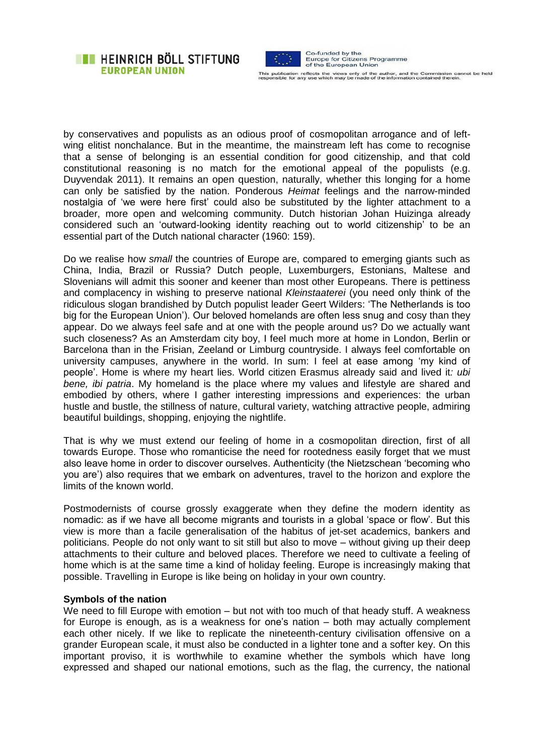by conservatives and populists as an odious proof of cosmopolitan arrogance and of left-wing elitist nonchalance. But in the meantime, the mainstream left has come to recognise that a sense of belonging is an essential condition for good citizenship, and that cold constitutional reasoning is no match for the emotional appeal of the populists (e.g. Duyvendak 2011). It remains an open question, naturally, whether this longing for a home can only be satisfied by the nation. Ponderous *Heimat* feelings and the narrow-minded nostalgia of 'we were here first' could also be substituted by the lighter attachment to a broader, more open and welcoming community. Dutch historian Johan Huizinga already considered such an 'outward-looking identity reaching out to world citizenship' to be an essential part of the Dutch national character (1960: 159).

Do we realise how *small* the countries of Europe are, compared to emerging giants such as China, India, Brazil or Russia? Dutch people, Luxemburgers, Estonians, Maltese and Slovenians will admit this sooner and keener than most other Europeans. There is pettiness and complacency in wishing to preserve national *Kleinstaaterei* (you need only think of the ridiculous slogan brandished by Dutch populist leader Geert Wilders: 'The Netherlands is too big for the European Union'). Our beloved homelands are often less snug and cosy than they appear. Do we always feel safe and at one with the people around us? Do we actually want such closeness? As an Amsterdam city boy, I feel much more at home in London, Berlin or Barcelona than in the Frisian, Zeeland or Limburg countryside. I always feel comfortable on university campuses, anywhere in the world. In sum: I feel at ease among 'my kind of people'. Home is where my heart lies. World citizen Erasmus already said and lived it*: ubi bene, ibi patria*. My homeland is the place where my values and lifestyle are shared and embodied by others, where I gather interesting impressions and experiences: the urban hustle and bustle, the stillness of nature, cultural variety, watching attractive people, admiring beautiful buildings, shopping, enjoying the nightlife.

That is why we must extend our feeling of home in a cosmopolitan direction, first of all towards Europe. Those who romanticise the need for rootedness easily forget that we must also leave home in order to discover ourselves. Authenticity (the Nietzschean 'becoming who you are') also requires that we embark on adventures, travel to the horizon and explore the limits of the known world.

Postmodernists of course grossly exaggerate when they define the modern identity as nomadic: as if we have all become migrants and tourists in a global 'space or flow'. But this view is more than a facile generalisation of the habitus of jet-set academics, bankers and politicians. People do not only want to sit still but also to move – without giving up their deep attachments to their culture and beloved places. Therefore we need to cultivate a feeling of home which is at the same time a kind of holiday feeling. Europe is increasingly making that possible. Travelling in Europe is like being on holiday in your own country.

**Symbols of the nation**

We need to fill Europe with emotion – but not with too much of that heady stuff. A weakness for Europe is enough, as is a weakness for one's nation – both may actually complement each other nicely. If we like to replicate the nineteenth-century civilisation offensive on a grander European scale, it must also be conducted in a lighter tone and a softer key. On this important proviso, it is worthwhile to examine whether the symbols which have long expressed and shaped our national emotions, such as the flag, the currency, the national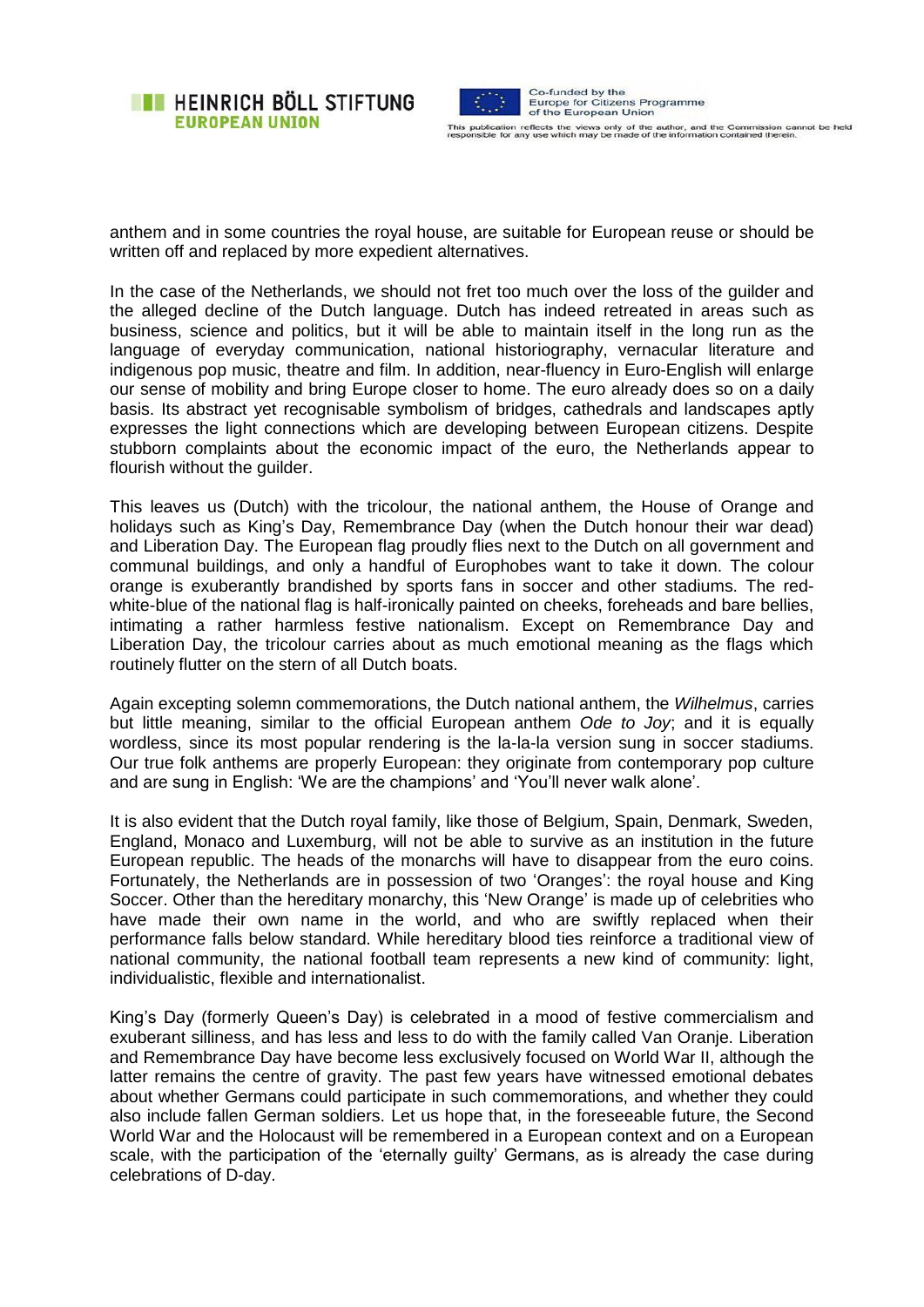anthem and in some countries the royal house, are suitable for European reuse or should be written off and replaced by more expedient alternatives.

In the case of the Netherlands, we should not fret too much over the loss of the guilder and the alleged decline of the Dutch language. Dutch has indeed retreated in areas such as business, science and politics, but it will be able to maintain itself in the long run as the language of everyday communication, national historiography, vernacular literature and indigenous pop music, theatre and film. In addition, near-fluency in Euro-English will enlarge our sense of mobility and bring Europe closer to home. The euro already does so on a daily basis. Its abstract yet recognisable symbolism of bridges, cathedrals and landscapes aptly expresses the light connections which are developing between European citizens. Despite stubborn complaints about the economic impact of the euro, the Netherlands appear to flourish without the guilder.

This leaves us (Dutch) with the tricolour, the national anthem, the House of Orange and holidays such as King's Day, Remembrance Day (when the Dutch honour their war dead) and Liberation Day. The European flag proudly flies next to the Dutch on all government and communal buildings, and only a handful of Europhobes want to take it down. The colour orange is exuberantly brandished by sports fans in soccer and other stadiums. The red-white-blue of the national flag is half-ironically painted on cheeks, foreheads and bare bellies, intimating a rather harmless festive nationalism. Except on Remembrance Day and Liberation Day, the tricolour carries about as much emotional meaning as the flags which routinely flutter on the stern of all Dutch boats.

Again excepting solemn commemorations, the Dutch national anthem, the *Wilhelmus*, carries but little meaning, similar to the official European anthem *Ode to Joy*; and it is equally wordless, since its most popular rendering is the la-la-la version sung in soccer stadiums. Our true folk anthems are properly European: they originate from contemporary pop culture and are sung in English: 'We are the champions' and 'You'll never walk alone'.

It is also evident that the Dutch royal family, like those of Belgium, Spain, Denmark, Sweden, England, Monaco and Luxemburg, will not be able to survive as an institution in the future European republic. The heads of the monarchs will have to disappear from the euro coins. Fortunately, the Netherlands are in possession of two 'Oranges': the royal house and King Soccer. Other than the hereditary monarchy, this 'New Orange' is made up of celebrities who have made their own name in the world, and who are swiftly replaced when their performance falls below standard. While hereditary blood ties reinforce a traditional view of national community, the national football team represents a new kind of community: light, individualistic, flexible and internationalist.

King's Day (formerly Queen's Day) is celebrated in a mood of festive commercialism and exuberant silliness, and has less and less to do with the family called Van Oranje. Liberation and Remembrance Day have become less exclusively focused on World War II, although the latter remains the centre of gravity. The past few years have witnessed emotional debates about whether Germans could participate in such commemorations, and whether they could also include fallen German soldiers. Let us hope that, in the foreseeable future, the Second World War and the Holocaust will be remembered in a European context and on a European scale, with the participation of the 'eternally guilty' Germans, as is already the case during celebrations of D-day.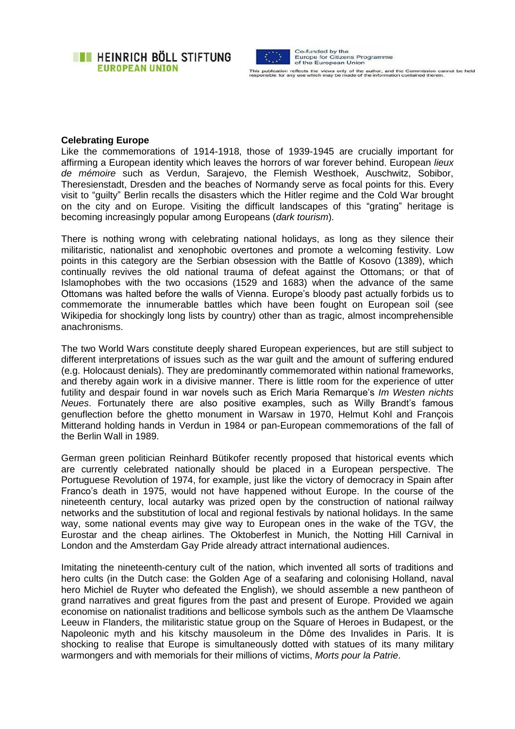**Celebrating Europe**

Like the commemorations of 1914-1918, those of 1939-1945 are crucially important for affirming a European identity which leaves the horrors of war forever behind. European *lieux de mémoire* such as Verdun, Sarajevo, the Flemish Westhoek, Auschwitz, Sobibor, Theresienstadt, Dresden and the beaches of Normandy serve as focal points for this. Every visit to "guilty" Berlin recalls the disasters which the Hitler regime and the Cold War brought on the city and on Europe. Visiting the difficult landscapes of this "grating" heritage is becoming increasingly popular among Europeans (*dark tourism*).

There is nothing wrong with celebrating national holidays, as long as they silence their militaristic, nationalist and xenophobic overtones and promote a welcoming festivity. Low points in this category are the Serbian obsession with the Battle of Kosovo (1389), which continually revives the old national trauma of defeat against the Ottomans; or that of Islamophobes with the two occasions (1529 and 1683) when the advance of the same Ottomans was halted before the walls of Vienna. Europe's bloody past actually forbids us to commemorate the innumerable battles which have been fought on European soil (see Wikipedia for shockingly long lists by country) other than as tragic, almost incomprehensible anachronisms.

The two World Wars constitute deeply shared European experiences, but are still subject to different interpretations of issues such as the war guilt and the amount of suffering endured (e.g. Holocaust denials). They are predominantly commemorated within national frameworks, and thereby again work in a divisive manner. There is little room for the experience of utter futility and despair found in war novels such as Erich Maria Remarque's *Im Westen nichts Neues*. Fortunately there are also positive examples, such as Willy Brandt's famous genuflection before the ghetto monument in Warsaw in 1970, Helmut Kohl and François Mitterand holding hands in Verdun in 1984 or pan-European commemorations of the fall of the Berlin Wall in 1989.

German green politician Reinhard Bütikofer recently proposed that historical events which are currently celebrated nationally should be placed in a European perspective. The Portuguese Revolution of 1974, for example, just like the victory of democracy in Spain after Franco's death in 1975, would not have happened without Europe. In the course of the nineteenth century, local autarky was prized open by the construction of national railway networks and the substitution of local and regional festivals by national holidays. In the same way, some national events may give way to European ones in the wake of the TGV, the Eurostar and the cheap airlines. The Oktoberfest in Munich, the Notting Hill Carnival in London and the Amsterdam Gay Pride already attract international audiences.

Imitating the nineteenth-century cult of the nation, which invented all sorts of traditions and hero cults (in the Dutch case: the Golden Age of a seafaring and colonising Holland, naval hero Michiel de Ruyter who defeated the English), we should assemble a new pantheon of grand narratives and great figures from the past and present of Europe. Provided we again economise on nationalist traditions and bellicose symbols such as the anthem De Vlaamsche Leeuw in Flanders, the militaristic statue group on the Square of Heroes in Budapest, or the Napoleonic myth and his kitschy mausoleum in the Dôme des Invalides in Paris. It is shocking to realise that Europe is simultaneously dotted with statues of its many military warmongers and with memorials for their millions of victims, *Morts pour la Patrie*.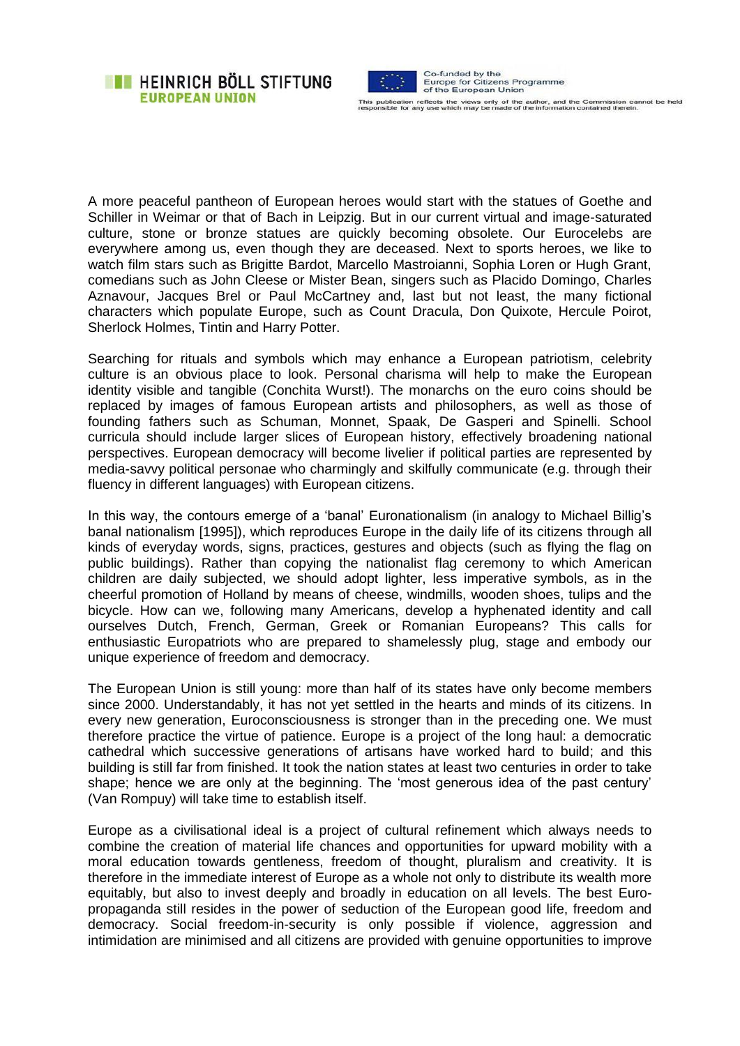A more peaceful pantheon of European heroes would start with the statues of Goethe and Schiller in Weimar or that of Bach in Leipzig. But in our current virtual and image-saturated culture, stone or bronze statues are quickly becoming obsolete. Our Eurocelebs are everywhere among us, even though they are deceased. Next to sports heroes, we like to watch film stars such as Brigitte Bardot, Marcello Mastroianni, Sophia Loren or Hugh Grant, comedians such as John Cleese or Mister Bean, singers such as Placido Domingo, Charles Aznavour, Jacques Brel or Paul McCartney and, last but not least, the many fictional characters which populate Europe, such as Count Dracula, Don Quixote, Hercule Poirot, Sherlock Holmes, Tintin and Harry Potter.

Searching for rituals and symbols which may enhance a European patriotism, celebrity culture is an obvious place to look. Personal charisma will help to make the European identity visible and tangible (Conchita Wurst!). The monarchs on the euro coins should be replaced by images of famous European artists and philosophers, as well as those of founding fathers such as Schuman, Monnet, Spaak, De Gasperi and Spinelli. School curricula should include larger slices of European history, effectively broadening national perspectives. European democracy will become livelier if political parties are represented by media-savvy political personae who charmingly and skilfully communicate (e.g. through their fluency in different languages) with European citizens.

In this way, the contours emerge of a 'banal' Euronationalism (in analogy to Michael Billig's banal nationalism [1995]), which reproduces Europe in the daily life of its citizens through all kinds of everyday words, signs, practices, gestures and objects (such as flying the flag on public buildings). Rather than copying the nationalist flag ceremony to which American children are daily subjected, we should adopt lighter, less imperative symbols, as in the cheerful promotion of Holland by means of cheese, windmills, wooden shoes, tulips and the bicycle. How can we, following many Americans, develop a hyphenated identity and call ourselves Dutch, French, German, Greek or Romanian Europeans? This calls for enthusiastic Europatriots who are prepared to shamelessly plug, stage and embody our unique experience of freedom and democracy.

The European Union is still young: more than half of its states have only become members since 2000. Understandably, it has not yet settled in the hearts and minds of its citizens. In every new generation, Euroconsciousness is stronger than in the preceding one. We must therefore practice the virtue of patience. Europe is a project of the long haul: a democratic cathedral which successive generations of artisans have worked hard to build; and this building is still far from finished. It took the nation states at least two centuries in order to take shape; hence we are only at the beginning. The 'most generous idea of the past century' (Van Rompuy) will take time to establish itself.

Europe as a civilisational ideal is a project of cultural refinement which always needs to combine the creation of material life chances and opportunities for upward mobility with a moral education towards gentleness, freedom of thought, pluralism and creativity. It is therefore in the immediate interest of Europe as a whole not only to distribute its wealth more equitably, but also to invest deeply and broadly in education on all levels. The best Euro-propaganda still resides in the power of seduction of the European good life, freedom and democracy. Social freedom-in-security is only possible if violence, aggression and intimidation are minimised and all citizens are provided with genuine opportunities to improve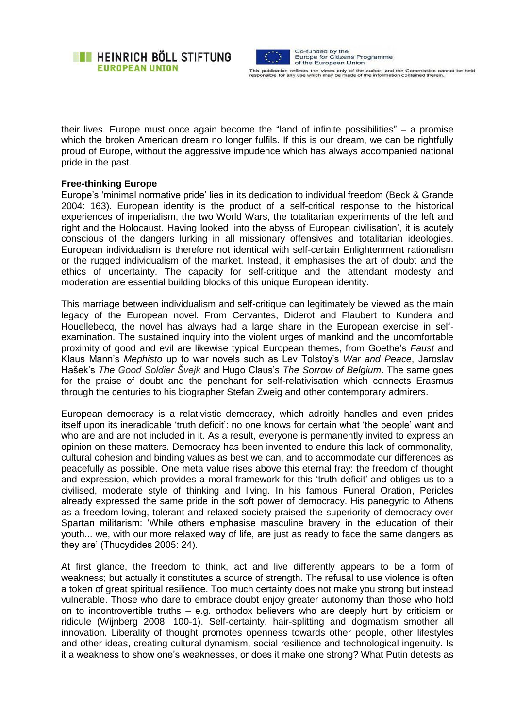their lives. Europe must once again become the "land of infinite possibilities" – a promise which the broken American dream no longer fulfils. If this is our dream, we can be rightfully proud of Europe, without the aggressive impudence which has always accompanied national pride in the past.

**Free-thinking Europe**

Europe's 'minimal normative pride' lies in its dedication to individual freedom (Beck & Grande 2004: 163). European identity is the product of a self-critical response to the historical experiences of imperialism, the two World Wars, the totalitarian experiments of the left and right and the Holocaust. Having looked 'into the abyss of European civilisation', it is acutely conscious of the dangers lurking in all missionary offensives and totalitarian ideologies. European individualism is therefore not identical with self-certain Enlightenment rationalism or the rugged individualism of the market. Instead, it emphasises the art of doubt and the ethics of uncertainty. The capacity for self-critique and the attendant modesty and moderation are essential building blocks of this unique European identity.

This marriage between individualism and self-critique can legitimately be viewed as the main legacy of the European novel. From Cervantes, Diderot and Flaubert to Kundera and Houellebecq, the novel has always had a large share in the European exercise in self-examination. The sustained inquiry into the violent urges of mankind and the uncomfortable proximity of good and evil are likewise typical European themes, from Goethe's *Faust* and Klaus Mann's *Mephisto* up to war novels such as Lev Tolstoy's *War and Peace*, Jaroslav Hašek's *The Good Soldier Švejk* and Hugo Claus's *The Sorrow of Belgium*. The same goes for the praise of doubt and the penchant for self-relativisation which connects Erasmus through the centuries to his biographer Stefan Zweig and other contemporary admirers.

European democracy is a relativistic democracy, which adroitly handles and even prides itself upon its ineradicable 'truth deficit': no one knows for certain what 'the people' want and who are and are not included in it. As a result, everyone is permanently invited to express an opinion on these matters. Democracy has been invented to endure this lack of commonality, cultural cohesion and binding values as best we can, and to accommodate our differences as peacefully as possible. One meta value rises above this eternal fray: the freedom of thought and expression, which provides a moral framework for this 'truth deficit' and obliges us to a civilised, moderate style of thinking and living. In his famous Funeral Oration, Pericles already expressed the same pride in the soft power of democracy. His panegyric to Athens as a freedom-loving, tolerant and relaxed society praised the superiority of democracy over Spartan militarism: 'While others emphasise masculine bravery in the education of their youth... we, with our more relaxed way of life, are just as ready to face the same dangers as they are' (Thucydides 2005: 24).

At first glance, the freedom to think, act and live differently appears to be a form of weakness; but actually it constitutes a source of strength. The refusal to use violence is often a token of great spiritual resilience. Too much certainty does not make you strong but instead vulnerable. Those who dare to embrace doubt enjoy greater autonomy than those who hold on to incontrovertible truths – e.g. orthodox believers who are deeply hurt by criticism or ridicule (Wijnberg 2008: 100-1). Self-certainty, hair-splitting and dogmatism smother all innovation. Liberality of thought promotes openness towards other people, other lifestyles and other ideas, creating cultural dynamism, social resilience and technological ingenuity. Is it a weakness to show one's weaknesses, or does it make one strong? What Putin detests as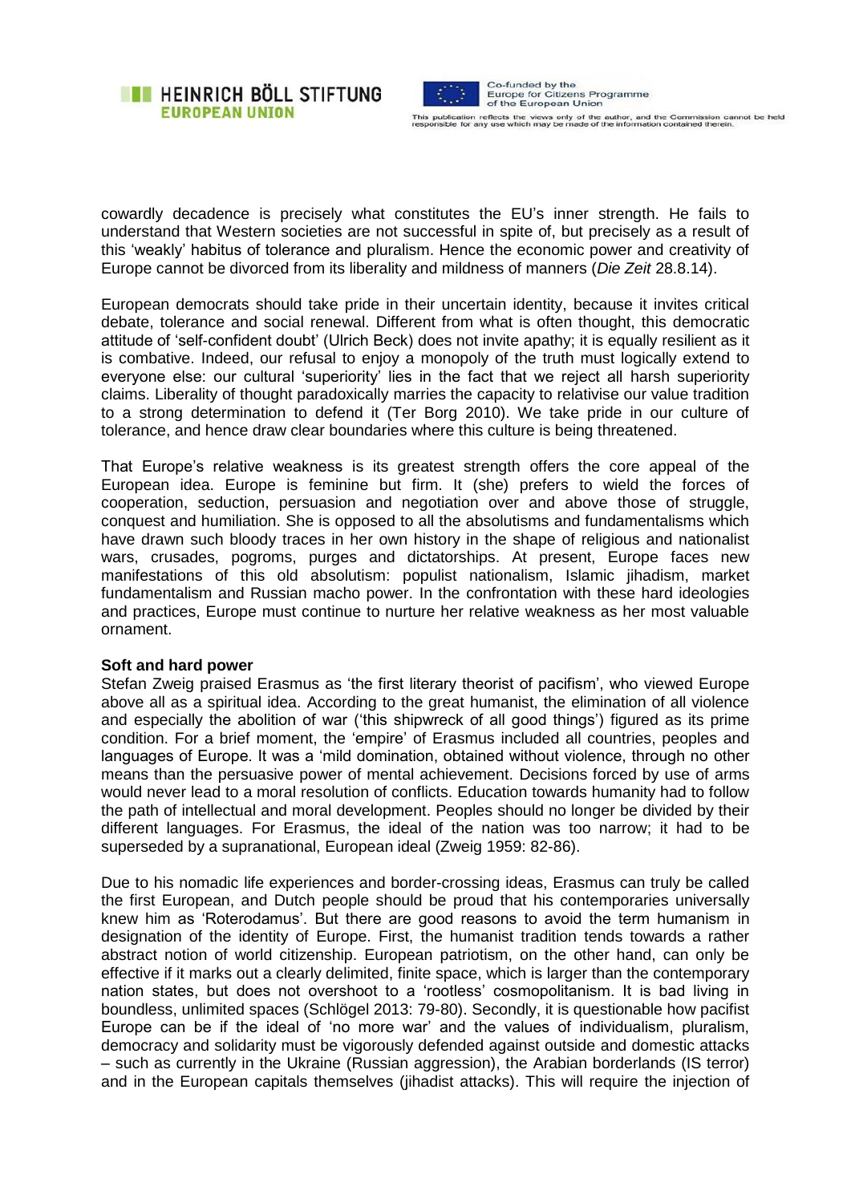cowardly decadence is precisely what constitutes the EU's inner strength. He fails to understand that Western societies are not successful in spite of, but precisely as a result of this 'weakly' habitus of tolerance and pluralism. Hence the economic power and creativity of Europe cannot be divorced from its liberality and mildness of manners (*Die Zeit* 28.8.14).

European democrats should take pride in their uncertain identity, because it invites critical debate, tolerance and social renewal. Different from what is often thought, this democratic attitude of 'self-confident doubt' (Ulrich Beck) does not invite apathy; it is equally resilient as it is combative. Indeed, our refusal to enjoy a monopoly of the truth must logically extend to everyone else: our cultural 'superiority' lies in the fact that we reject all harsh superiority claims. Liberality of thought paradoxically marries the capacity to relativise our value tradition to a strong determination to defend it (Ter Borg 2010). We take pride in our culture of tolerance, and hence draw clear boundaries where this culture is being threatened.

That Europe's relative weakness is its greatest strength offers the core appeal of the European idea. Europe is feminine but firm. It (she) prefers to wield the forces of cooperation, seduction, persuasion and negotiation over and above those of struggle, conquest and humiliation. She is opposed to all the absolutisms and fundamentalisms which have drawn such bloody traces in her own history in the shape of religious and nationalist wars, crusades, pogroms, purges and dictatorships. At present, Europe faces new manifestations of this old absolutism: populist nationalism, Islamic jihadism, market fundamentalism and Russian macho power. In the confrontation with these hard ideologies and practices, Europe must continue to nurture her relative weakness as her most valuable ornament.

**Soft and hard power**

Stefan Zweig praised Erasmus as 'the first literary theorist of pacifism', who viewed Europe above all as a spiritual idea. According to the great humanist, the elimination of all violence and especially the abolition of war ('this shipwreck of all good things') figured as its prime condition. For a brief moment, the 'empire' of Erasmus included all countries, peoples and languages of Europe. It was a 'mild domination, obtained without violence, through no other means than the persuasive power of mental achievement. Decisions forced by use of arms would never lead to a moral resolution of conflicts. Education towards humanity had to follow the path of intellectual and moral development. Peoples should no longer be divided by their different languages. For Erasmus, the ideal of the nation was too narrow; it had to be superseded by a supranational, European ideal (Zweig 1959: 82-86).

Due to his nomadic life experiences and border-crossing ideas, Erasmus can truly be called the first European, and Dutch people should be proud that his contemporaries universally knew him as 'Roterodamus'. But there are good reasons to avoid the term humanism in designation of the identity of Europe. First, the humanist tradition tends towards a rather abstract notion of world citizenship. European patriotism, on the other hand, can only be effective if it marks out a clearly delimited, finite space, which is larger than the contemporary nation states, but does not overshoot to a 'rootless' cosmopolitanism. It is bad living in boundless, unlimited spaces (Schlögel 2013: 79-80). Secondly, it is questionable how pacifist Europe can be if the ideal of 'no more war' and the values of individualism, pluralism, democracy and solidarity must be vigorously defended against outside and domestic attacks – such as currently in the Ukraine (Russian aggression), the Arabian borderlands (IS terror) and in the European capitals themselves (jihadist attacks). This will require the injection of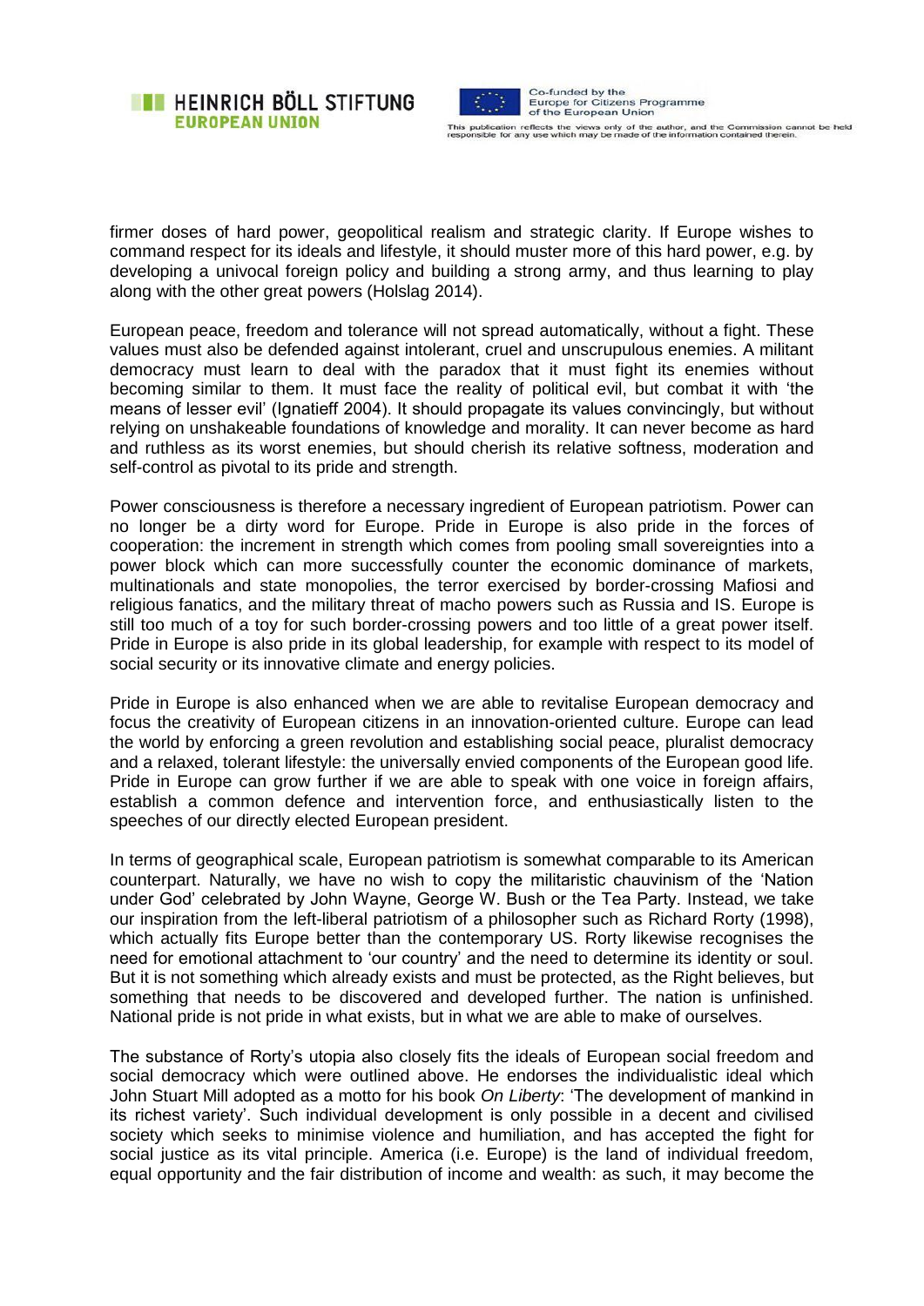firmer doses of hard power, geopolitical realism and strategic clarity. If Europe wishes to command respect for its ideals and lifestyle, it should muster more of this hard power, e.g. by developing a univocal foreign policy and building a strong army, and thus learning to play along with the other great powers (Holslag 2014).

European peace, freedom and tolerance will not spread automatically, without a fight. These values must also be defended against intolerant, cruel and unscrupulous enemies. A militant democracy must learn to deal with the paradox that it must fight its enemies without becoming similar to them. It must face the reality of political evil, but combat it with 'the means of lesser evil' (Ignatieff 2004). It should propagate its values convincingly, but without relying on unshakeable foundations of knowledge and morality. It can never become as hard and ruthless as its worst enemies, but should cherish its relative softness, moderation and self-control as pivotal to its pride and strength.

Power consciousness is therefore a necessary ingredient of European patriotism. Power can no longer be a dirty word for Europe. Pride in Europe is also pride in the forces of cooperation: the increment in strength which comes from pooling small sovereignties into a power block which can more successfully counter the economic dominance of markets, multinationals and state monopolies, the terror exercised by border-crossing Mafiosi and religious fanatics, and the military threat of macho powers such as Russia and IS. Europe is still too much of a toy for such border-crossing powers and too little of a great power itself. Pride in Europe is also pride in its global leadership, for example with respect to its model of social security or its innovative climate and energy policies.

Pride in Europe is also enhanced when we are able to revitalise European democracy and focus the creativity of European citizens in an innovation-oriented culture. Europe can lead the world by enforcing a green revolution and establishing social peace, pluralist democracy and a relaxed, tolerant lifestyle: the universally envied components of the European good life. Pride in Europe can grow further if we are able to speak with one voice in foreign affairs, establish a common defence and intervention force, and enthusiastically listen to the speeches of our directly elected European president.

In terms of geographical scale, European patriotism is somewhat comparable to its American counterpart. Naturally, we have no wish to copy the militaristic chauvinism of the 'Nation under God' celebrated by John Wayne, George W. Bush or the Tea Party. Instead, we take our inspiration from the left-liberal patriotism of a philosopher such as Richard Rorty (1998), which actually fits Europe better than the contemporary US. Rorty likewise recognises the need for emotional attachment to 'our country' and the need to determine its identity or soul. But it is not something which already exists and must be protected, as the Right believes, but something that needs to be discovered and developed further. The nation is unfinished. National pride is not pride in what exists, but in what we are able to make of ourselves.

The substance of Rorty's utopia also closely fits the ideals of European social freedom and social democracy which were outlined above. He endorses the individualistic ideal which John Stuart Mill adopted as a motto for his book *On Liberty*: 'The development of mankind in its richest variety'. Such individual development is only possible in a decent and civilised society which seeks to minimise violence and humiliation, and has accepted the fight for social justice as its vital principle. America (i.e. Europe) is the land of individual freedom, equal opportunity and the fair distribution of income and wealth: as such, it may become the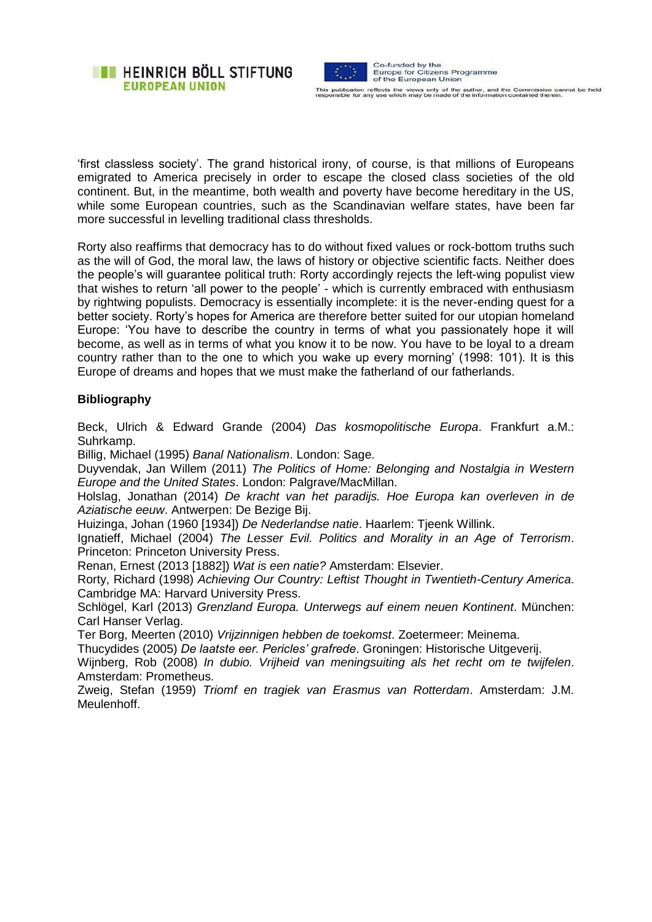'first classless society'. The grand historical irony, of course, is that millions of Europeans emigrated to America precisely in order to escape the closed class societies of the old continent. But, in the meantime, both wealth and poverty have become hereditary in the US, while some European countries, such as the Scandinavian welfare states, have been far more successful in levelling traditional class thresholds.

Rorty also reaffirms that democracy has to do without fixed values or rock-bottom truths such as the will of God, the moral law, the laws of history or objective scientific facts. Neither does the people's will guarantee political truth: Rorty accordingly rejects the left-wing populist view that wishes to return 'all power to the people' - which is currently embraced with enthusiasm by rightwing populists. Democracy is essentially incomplete: it is the never-ending quest for a better society. Rorty's hopes for America are therefore better suited for our utopian homeland Europe: 'You have to describe the country in terms of what you passionately hope it will become, as well as in terms of what you know it to be now. You have to be loyal to a dream country rather than to the one to which you wake up every morning' (1998: 101). It is this Europe of dreams and hopes that we must make the fatherland of our fatherlands.

**Bibliography**

Beck, Ulrich & Edward Grande (2004) *Das kosmopolitische Europa*. Frankfurt a.M.: Suhrkamp.
Billig, Michael (1995) *Banal Nationalism*. London: Sage.
Duyvendak, Jan Willem (2011) *The Politics of Home: Belonging and Nostalgia in Western Europe and the United States*. London: Palgrave/MacMillan.
Holslag, Jonathan (2014) *De kracht van het paradijs. Hoe Europa kan overleven in de Aziatische eeuw*. Antwerpen: De Bezige Bij.
Huizinga, Johan (1960 [1934]) *De Nederlandse natie*. Haarlem: Tjeenk Willink.
Ignatieff, Michael (2004) *The Lesser Evil. Politics and Morality in an Age of Terrorism*. Princeton: Princeton University Press.
Renan, Ernest (2013 [1882]) *Wat is een natie?* Amsterdam: Elsevier.
Rorty, Richard (1998) *Achieving Our Country: Leftist Thought in Twentieth-Century America*. Cambridge MA: Harvard University Press.
Schlögel, Karl (2013) *Grenzland Europa. Unterwegs auf einem neuen Kontinent*. München: Carl Hanser Verlag.
Ter Borg, Meerten (2010) *Vrijzinnigen hebben de toekomst*. Zoetermeer: Meinema.
Thucydides (2005) *De laatste eer. Pericles' grafrede*. Groningen: Historische Uitgeverij.
Wijnberg, Rob (2008) *In dubio. Vrijheid van meningsuiting als het recht om te twijfelen*. Amsterdam: Prometheus.
Zweig, Stefan (1959) *Triomf en tragiek van Erasmus van Rotterdam*. Amsterdam: J.M. Meulenhoff.